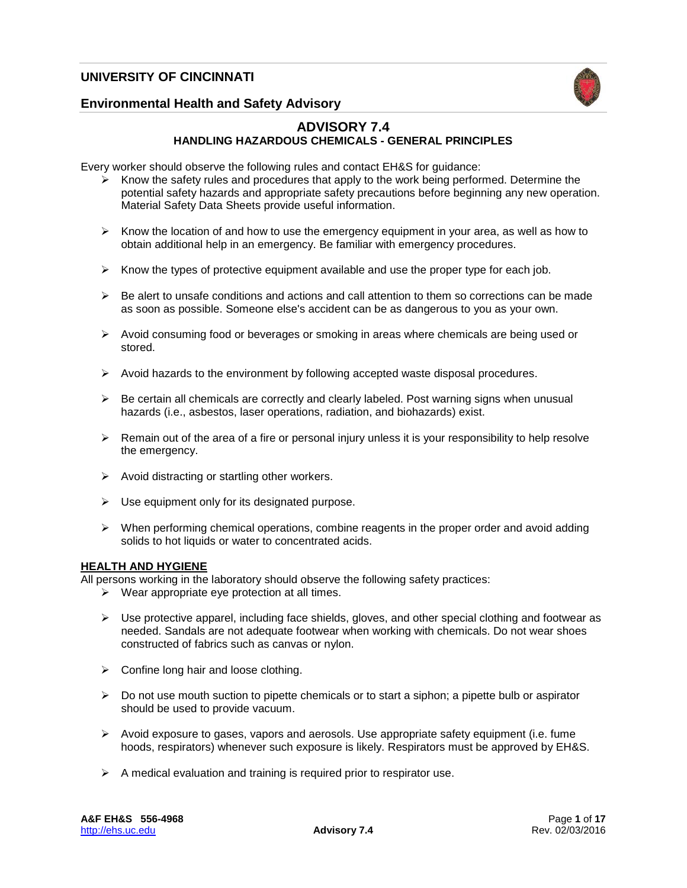# UNIVERSITY OF CINCINNATI

## Environmental Health and Safety Advisory

## ADVISORY 7.4
### HANDLING HAZARDOUS CHEMICALS - GENERAL PRINCIPLES

Every worker should observe the following rules and contact EH&S for guidance:

- Know the safety rules and procedures that apply to the work being performed. Determine the potential safety hazards and appropriate safety precautions before beginning any new operation. Material Safety Data Sheets provide useful information.
- Know the location of and how to use the emergency equipment in your area, as well as how to obtain additional help in an emergency. Be familiar with emergency procedures.
- Know the types of protective equipment available and use the proper type for each job.
- Be alert to unsafe conditions and actions and call attention to them so corrections can be made as soon as possible. Someone else's accident can be as dangerous to you as your own.
- Avoid consuming food or beverages or smoking in areas where chemicals are being used or stored.
- Avoid hazards to the environment by following accepted waste disposal procedures.
- Be certain all chemicals are correctly and clearly labeled. Post warning signs when unusual hazards (i.e., asbestos, laser operations, radiation, and biohazards) exist.
- Remain out of the area of a fire or personal injury unless it is your responsibility to help resolve the emergency.
- Avoid distracting or startling other workers.
- Use equipment only for its designated purpose.
- When performing chemical operations, combine reagents in the proper order and avoid adding solids to hot liquids or water to concentrated acids.

**HEALTH AND HYGIENE**

All persons working in the laboratory should observe the following safety practices:

- Wear appropriate eye protection at all times.
- Use protective apparel, including face shields, gloves, and other special clothing and footwear as needed. Sandals are not adequate footwear when working with chemicals. Do not wear shoes constructed of fabrics such as canvas or nylon.
- Confine long hair and loose clothing.
- Do not use mouth suction to pipette chemicals or to start a siphon; a pipette bulb or aspirator should be used to provide vacuum.
- Avoid exposure to gases, vapors and aerosols. Use appropriate safety equipment (i.e. fume hoods, respirators) whenever such exposure is likely. Respirators must be approved by EH&S.
- A medical evaluation and training is required prior to respirator use.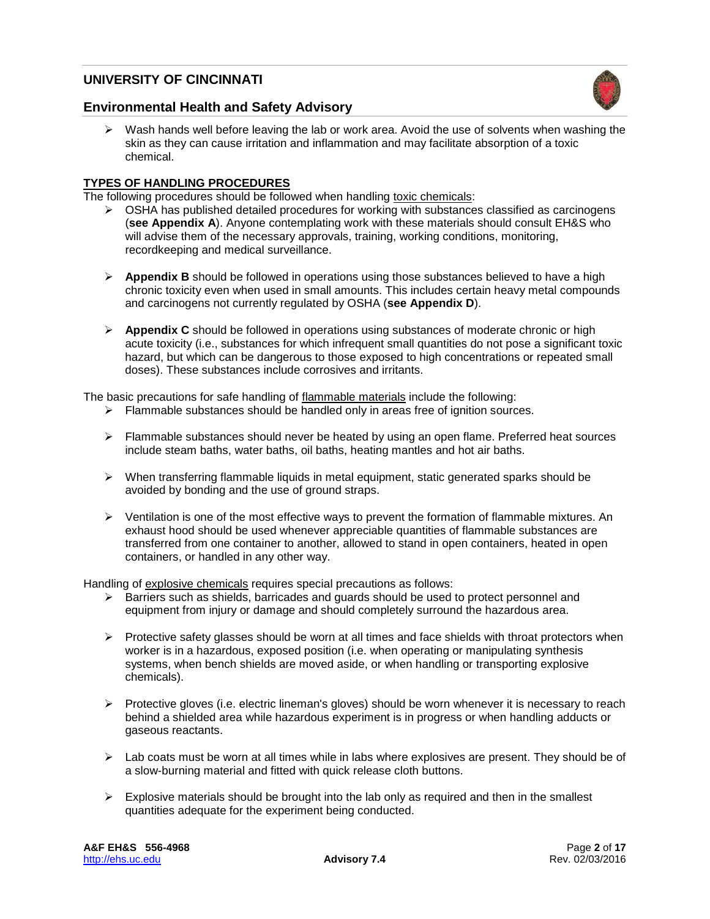- Wash hands well before leaving the lab or work area. Avoid the use of solvents when washing the skin as they can cause irritation and inflammation and may facilitate absorption of a toxic chemical.

**TYPES OF HANDLING PROCEDURES**

The following procedures should be followed when handling toxic chemicals:

- OSHA has published detailed procedures for working with substances classified as carcinogens (**see Appendix A**). Anyone contemplating work with these materials should consult EH&S who will advise them of the necessary approvals, training, working conditions, monitoring, recordkeeping and medical surveillance.

- **Appendix B** should be followed in operations using those substances believed to have a high chronic toxicity even when used in small amounts. This includes certain heavy metal compounds and carcinogens not currently regulated by OSHA (**see Appendix D**).

- **Appendix C** should be followed in operations using substances of moderate chronic or high acute toxicity (i.e., substances for which infrequent small quantities do not pose a significant toxic hazard, but which can be dangerous to those exposed to high concentrations or repeated small doses). These substances include corrosives and irritants.

The basic precautions for safe handling of flammable materials include the following:

- Flammable substances should be handled only in areas free of ignition sources.

- Flammable substances should never be heated by using an open flame. Preferred heat sources include steam baths, water baths, oil baths, heating mantles and hot air baths.

- When transferring flammable liquids in metal equipment, static generated sparks should be avoided by bonding and the use of ground straps.

- Ventilation is one of the most effective ways to prevent the formation of flammable mixtures. An exhaust hood should be used whenever appreciable quantities of flammable substances are transferred from one container to another, allowed to stand in open containers, heated in open containers, or handled in any other way.

Handling of explosive chemicals requires special precautions as follows:

- Barriers such as shields, barricades and guards should be used to protect personnel and equipment from injury or damage and should completely surround the hazardous area.

- Protective safety glasses should be worn at all times and face shields with throat protectors when worker is in a hazardous, exposed position (i.e. when operating or manipulating synthesis systems, when bench shields are moved aside, or when handling or transporting explosive chemicals).

- Protective gloves (i.e. electric lineman's gloves) should be worn whenever it is necessary to reach behind a shielded area while hazardous experiment is in progress or when handling adducts or gaseous reactants.

- Lab coats must be worn at all times while in labs where explosives are present. They should be of a slow-burning material and fitted with quick release cloth buttons.

- Explosive materials should be brought into the lab only as required and then in the smallest quantities adequate for the experiment being conducted.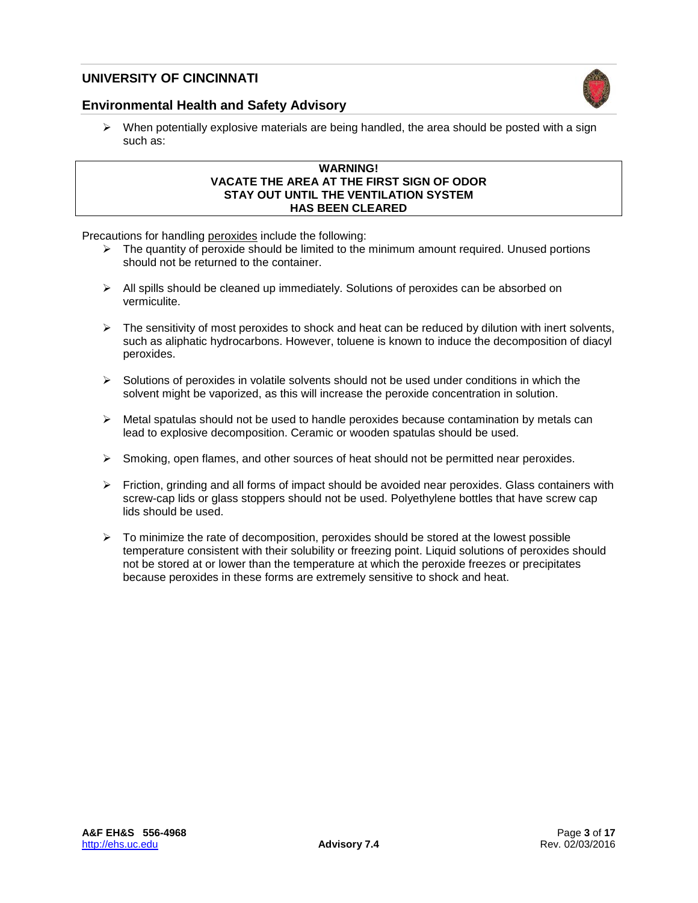- When potentially explosive materials are being handled, the area should be posted with a sign such as:

| |
|---|
| **WARNING!**<br>**VACATE THE AREA AT THE FIRST SIGN OF ODOR**<br>**STAY OUT UNTIL THE VENTILATION SYSTEM**<br>**HAS BEEN CLEARED** |

Precautions for handling peroxides include the following:

- The quantity of peroxide should be limited to the minimum amount required. Unused portions should not be returned to the container.
- All spills should be cleaned up immediately. Solutions of peroxides can be absorbed on vermiculite.
- The sensitivity of most peroxides to shock and heat can be reduced by dilution with inert solvents, such as aliphatic hydrocarbons. However, toluene is known to induce the decomposition of diacyl peroxides.
- Solutions of peroxides in volatile solvents should not be used under conditions in which the solvent might be vaporized, as this will increase the peroxide concentration in solution.
- Metal spatulas should not be used to handle peroxides because contamination by metals can lead to explosive decomposition. Ceramic or wooden spatulas should be used.
- Smoking, open flames, and other sources of heat should not be permitted near peroxides.
- Friction, grinding and all forms of impact should be avoided near peroxides. Glass containers with screw-cap lids or glass stoppers should not be used. Polyethylene bottles that have screw cap lids should be used.
- To minimize the rate of decomposition, peroxides should be stored at the lowest possible temperature consistent with their solubility or freezing point. Liquid solutions of peroxides should not be stored at or lower than the temperature at which the peroxide freezes or precipitates because peroxides in these forms are extremely sensitive to shock and heat.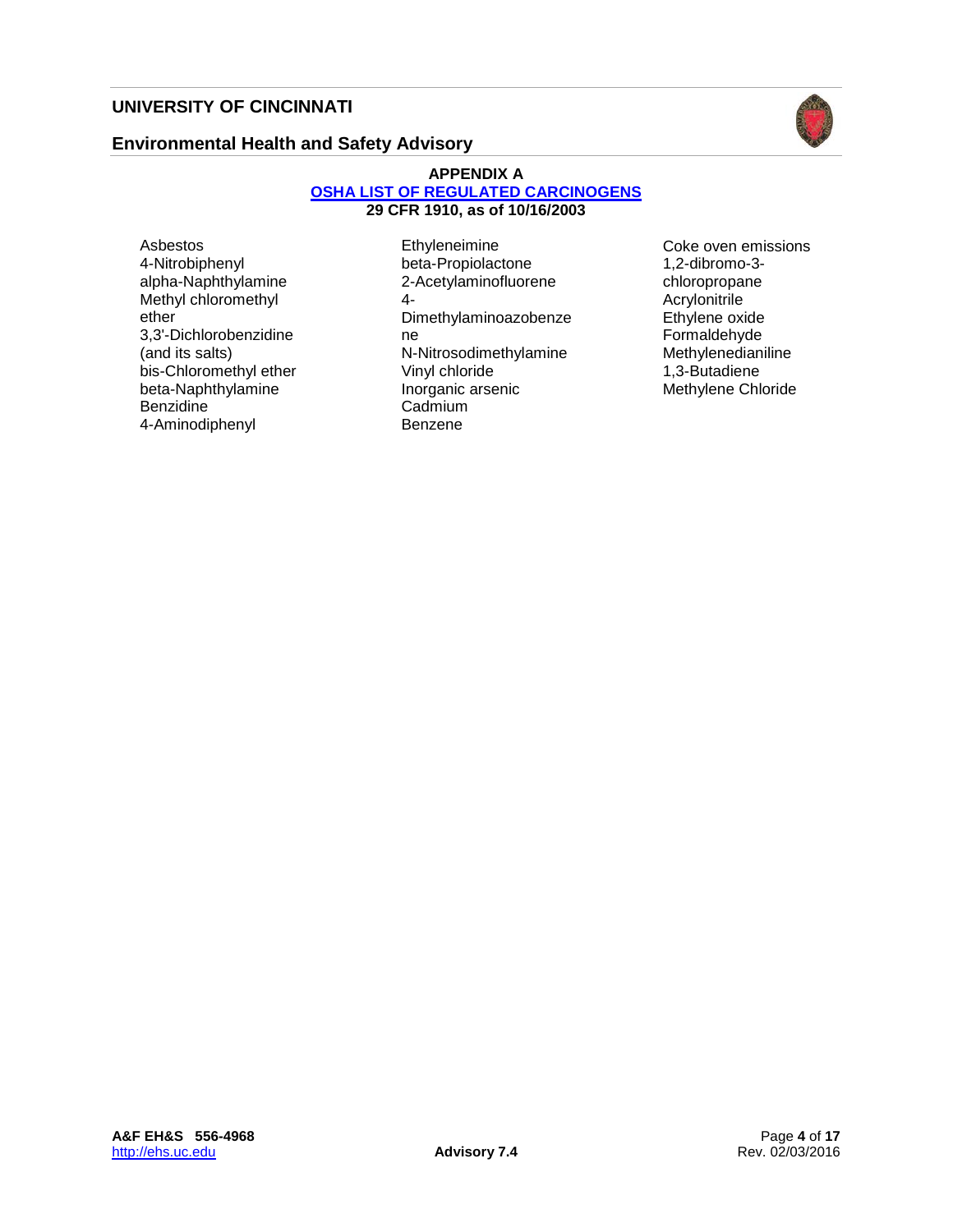## APPENDIX A

## OSHA LIST OF REGULATED CARCINOGENS

**29 CFR 1910, as of 10/16/2003**

- Asbestos
- 4-Nitrobiphenyl
- alpha-Naphthylamine
- Methyl chloromethyl ether
- 3,3'-Dichlorobenzidine (and its salts)
- bis-Chloromethyl ether
- beta-Naphthylamine
- Benzidine
- 4-Aminodiphenyl
- Ethyleneimine
- beta-Propiolactone
- 2-Acetylaminofluorene
- 4-Dimethylaminoazobenzene
- N-Nitrosodimethylamine
- Vinyl chloride
- Inorganic arsenic
- Cadmium
- Benzene
- Coke oven emissions
- 1,2-dibromo-3-chloropropane
- Acrylonitrile
- Ethylene oxide
- Formaldehyde
- Methylenedianiline
- 1,3-Butadiene
- Methylene Chloride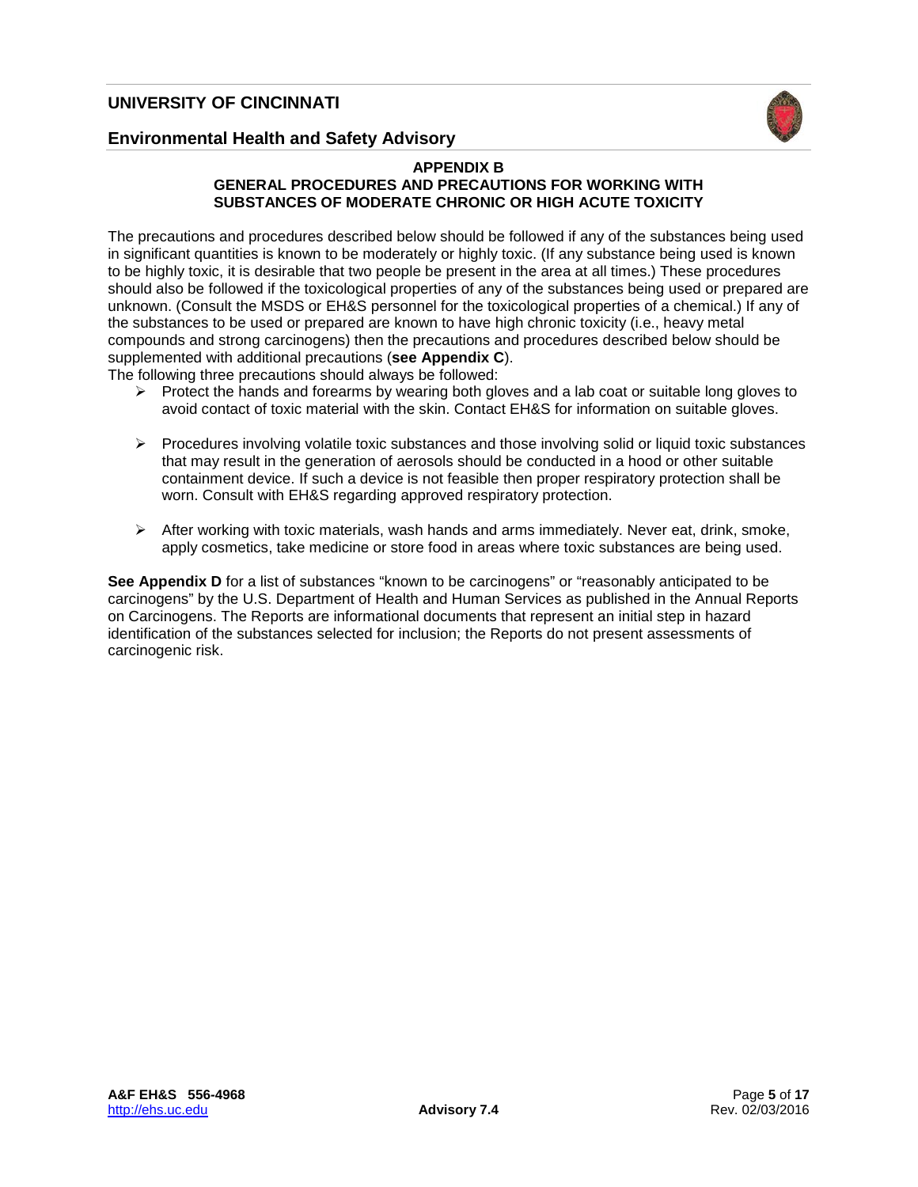## APPENDIX B

## GENERAL PROCEDURES AND PRECAUTIONS FOR WORKING WITH SUBSTANCES OF MODERATE CHRONIC OR HIGH ACUTE TOXICITY

The precautions and procedures described below should be followed if any of the substances being used in significant quantities is known to be moderately or highly toxic. (If any substance being used is known to be highly toxic, it is desirable that two people be present in the area at all times.) These procedures should also be followed if the toxicological properties of any of the substances being used or prepared are unknown. (Consult the MSDS or EH&S personnel for the toxicological properties of a chemical.) If any of the substances to be used or prepared are known to have high chronic toxicity (i.e., heavy metal compounds and strong carcinogens) then the precautions and procedures described below should be supplemented with additional precautions (**see Appendix C**).

The following three precautions should always be followed:

- Protect the hands and forearms by wearing both gloves and a lab coat or suitable long gloves to avoid contact of toxic material with the skin. Contact EH&S for information on suitable gloves.

- Procedures involving volatile toxic substances and those involving solid or liquid toxic substances that may result in the generation of aerosols should be conducted in a hood or other suitable containment device. If such a device is not feasible then proper respiratory protection shall be worn. Consult with EH&S regarding approved respiratory protection.

- After working with toxic materials, wash hands and arms immediately. Never eat, drink, smoke, apply cosmetics, take medicine or store food in areas where toxic substances are being used.

**See Appendix D** for a list of substances "known to be carcinogens" or "reasonably anticipated to be carcinogens" by the U.S. Department of Health and Human Services as published in the Annual Reports on Carcinogens. The Reports are informational documents that represent an initial step in hazard identification of the substances selected for inclusion; the Reports do not present assessments of carcinogenic risk.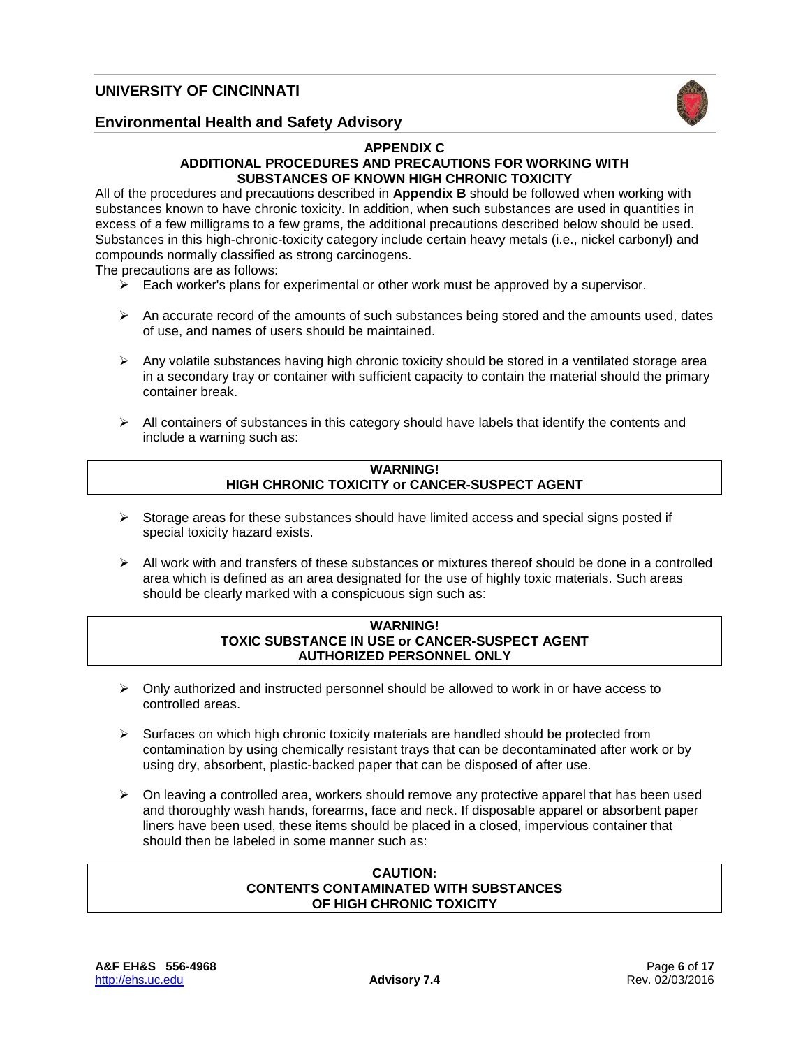## APPENDIX C
## ADDITIONAL PROCEDURES AND PRECAUTIONS FOR WORKING WITH SUBSTANCES OF KNOWN HIGH CHRONIC TOXICITY

All of the procedures and precautions described in **Appendix B** should be followed when working with substances known to have chronic toxicity. In addition, when such substances are used in quantities in excess of a few milligrams to a few grams, the additional precautions described below should be used. Substances in this high-chronic-toxicity category include certain heavy metals (i.e., nickel carbonyl) and compounds normally classified as strong carcinogens.

The precautions are as follows:

- Each worker's plans for experimental or other work must be approved by a supervisor.
- An accurate record of the amounts of such substances being stored and the amounts used, dates of use, and names of users should be maintained.
- Any volatile substances having high chronic toxicity should be stored in a ventilated storage area in a secondary tray or container with sufficient capacity to contain the material should the primary container break.
- All containers of substances in this category should have labels that identify the contents and include a warning such as:

> **WARNING!**
> **HIGH CHRONIC TOXICITY or CANCER-SUSPECT AGENT**

- Storage areas for these substances should have limited access and special signs posted if special toxicity hazard exists.
- All work with and transfers of these substances or mixtures thereof should be done in a controlled area which is defined as an area designated for the use of highly toxic materials. Such areas should be clearly marked with a conspicuous sign such as:

> **WARNING!**
> **TOXIC SUBSTANCE IN USE or CANCER-SUSPECT AGENT**
> **AUTHORIZED PERSONNEL ONLY**

- Only authorized and instructed personnel should be allowed to work in or have access to controlled areas.
- Surfaces on which high chronic toxicity materials are handled should be protected from contamination by using chemically resistant trays that can be decontaminated after work or by using dry, absorbent, plastic-backed paper that can be disposed of after use.
- On leaving a controlled area, workers should remove any protective apparel that has been used and thoroughly wash hands, forearms, face and neck. If disposable apparel or absorbent paper liners have been used, these items should be placed in a closed, impervious container that should then be labeled in some manner such as:

> **CAUTION:**
> **CONTENTS CONTAMINATED WITH SUBSTANCES**
> **OF HIGH CHRONIC TOXICITY**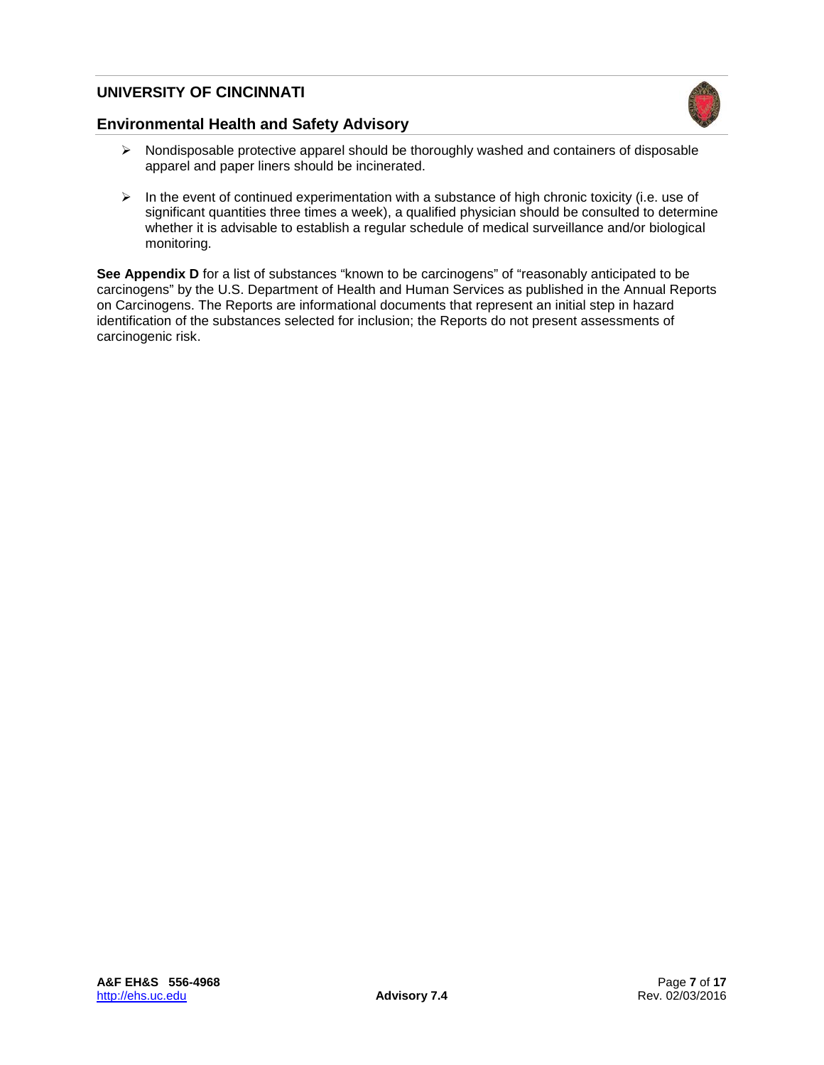- Nondisposable protective apparel should be thoroughly washed and containers of disposable apparel and paper liners should be incinerated.

- In the event of continued experimentation with a substance of high chronic toxicity (i.e. use of significant quantities three times a week), a qualified physician should be consulted to determine whether it is advisable to establish a regular schedule of medical surveillance and/or biological monitoring.

**See Appendix D** for a list of substances "known to be carcinogens" of "reasonably anticipated to be carcinogens" by the U.S. Department of Health and Human Services as published in the Annual Reports on Carcinogens. The Reports are informational documents that represent an initial step in hazard identification of the substances selected for inclusion; the Reports do not present assessments of carcinogenic risk.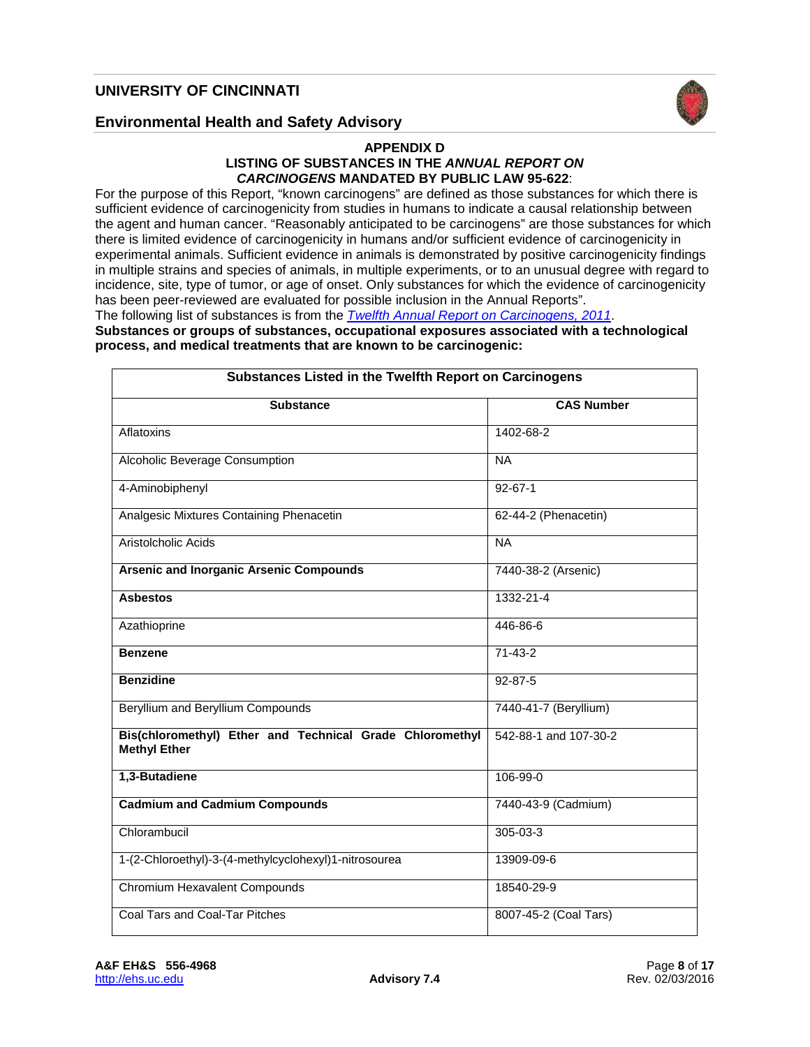### APPENDIX D
### LISTING OF SUBSTANCES IN THE *ANNUAL REPORT ON CARCINOGENS* MANDATED BY PUBLIC LAW 95-622:

For the purpose of this Report, "known carcinogens" are defined as those substances for which there is sufficient evidence of carcinogenicity from studies in humans to indicate a causal relationship between the agent and human cancer. "Reasonably anticipated to be carcinogens" are those substances for which there is limited evidence of carcinogenicity in humans and/or sufficient evidence of carcinogenicity in experimental animals. Sufficient evidence in animals is demonstrated by positive carcinogenicity findings in multiple strains and species of animals, in multiple experiments, or to an unusual degree with regard to incidence, site, type of tumor, or age of onset. Only substances for which the evidence of carcinogenicity has been peer-reviewed are evaluated for possible inclusion in the Annual Reports".

The following list of substances is from the *Twelfth Annual Report on Carcinogens, 2011*.

**Substances or groups of substances, occupational exposures associated with a technological process, and medical treatments that are known to be carcinogenic:**

**Substances Listed in the Twelfth Report on Carcinogens**

| Substance | CAS Number |
|---|---|
| Aflatoxins | 1402-68-2 |
| Alcoholic Beverage Consumption | NA |
| 4-Aminobiphenyl | 92-67-1 |
| Analgesic Mixtures Containing Phenacetin | 62-44-2 (Phenacetin) |
| Aristolcholic Acids | NA |
| **Arsenic and Inorganic Arsenic Compounds** | 7440-38-2 (Arsenic) |
| **Asbestos** | 1332-21-4 |
| Azathioprine | 446-86-6 |
| **Benzene** | 71-43-2 |
| **Benzidine** | 92-87-5 |
| Beryllium and Beryllium Compounds | 7440-41-7 (Beryllium) |
| **Bis(chloromethyl) Ether and Technical Grade Chloromethyl Methyl Ether** | 542-88-1 and 107-30-2 |
| **1,3-Butadiene** | 106-99-0 |
| **Cadmium and Cadmium Compounds** | 7440-43-9 (Cadmium) |
| Chlorambucil | 305-03-3 |
| 1-(2-Chloroethyl)-3-(4-methylcyclohexyl)1-nitrosourea | 13909-09-6 |
| Chromium Hexavalent Compounds | 18540-29-9 |
| Coal Tars and Coal-Tar Pitches | 8007-45-2 (Coal Tars) |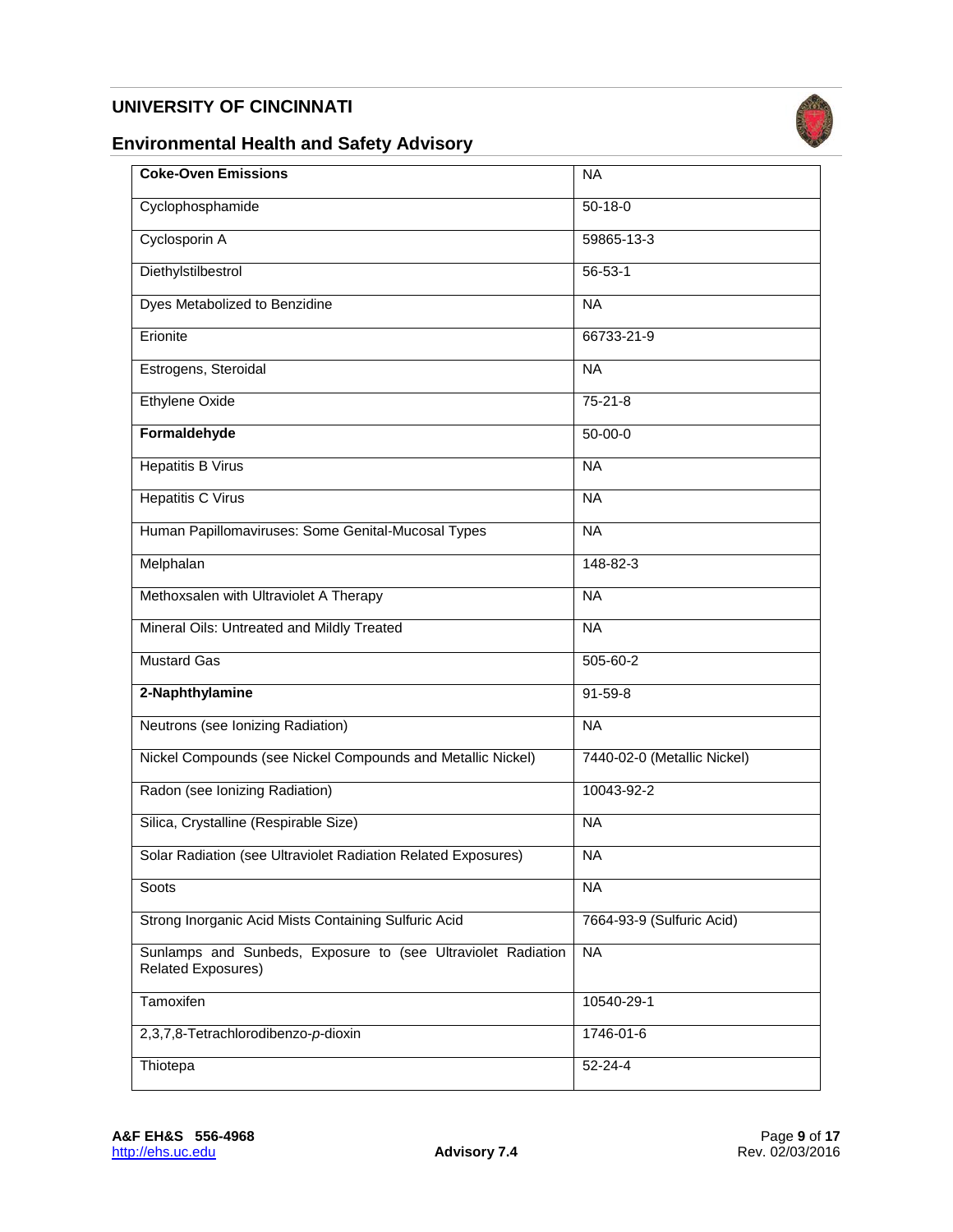| | |
|---|---|
| **Coke-Oven Emissions** | NA |
| Cyclophosphamide | 50-18-0 |
| Cyclosporin A | 59865-13-3 |
| Diethylstilbestrol | 56-53-1 |
| Dyes Metabolized to Benzidine | NA |
| Erionite | 66733-21-9 |
| Estrogens, Steroidal | NA |
| Ethylene Oxide | 75-21-8 |
| **Formaldehyde** | 50-00-0 |
| Hepatitis B Virus | NA |
| Hepatitis C Virus | NA |
| Human Papillomaviruses: Some Genital-Mucosal Types | NA |
| Melphalan | 148-82-3 |
| Methoxsalen with Ultraviolet A Therapy | NA |
| Mineral Oils: Untreated and Mildly Treated | NA |
| Mustard Gas | 505-60-2 |
| **2-Naphthylamine** | 91-59-8 |
| Neutrons (see Ionizing Radiation) | NA |
| Nickel Compounds (see Nickel Compounds and Metallic Nickel) | 7440-02-0 (Metallic Nickel) |
| Radon (see Ionizing Radiation) | 10043-92-2 |
| Silica, Crystalline (Respirable Size) | NA |
| Solar Radiation (see Ultraviolet Radiation Related Exposures) | NA |
| Soots | NA |
| Strong Inorganic Acid Mists Containing Sulfuric Acid | 7664-93-9 (Sulfuric Acid) |
| Sunlamps and Sunbeds, Exposure to (see Ultraviolet Radiation Related Exposures) | NA |
| Tamoxifen | 10540-29-1 |
| 2,3,7,8-Tetrachlorodibenzo-*p*-dioxin | 1746-01-6 |
| Thiotepa | 52-24-4 |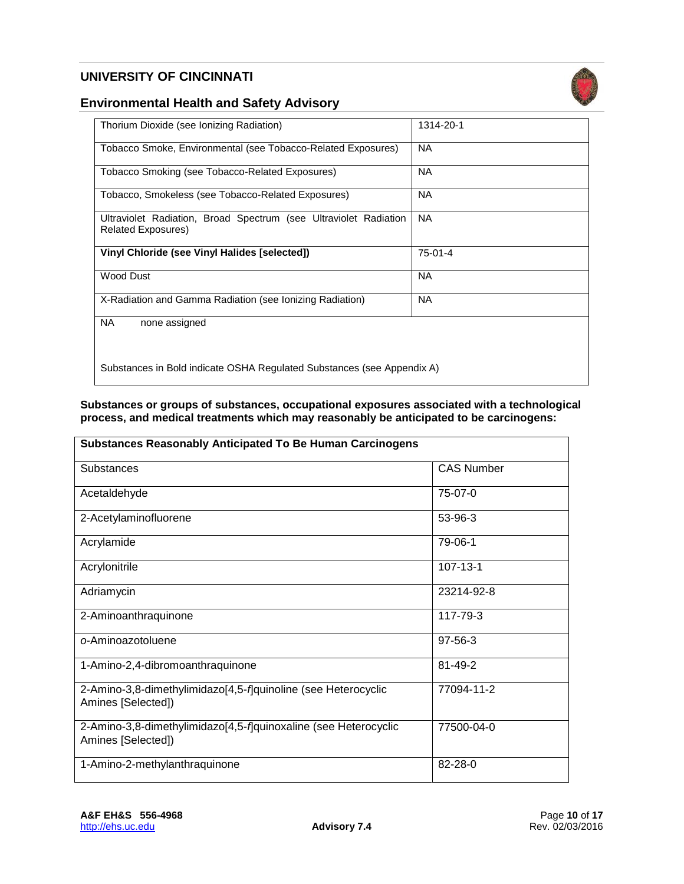| | |
|---|---|
| Thorium Dioxide (see Ionizing Radiation) | 1314-20-1 |
| Tobacco Smoke, Environmental (see Tobacco-Related Exposures) | NA |
| Tobacco Smoking (see Tobacco-Related Exposures) | NA |
| Tobacco, Smokeless (see Tobacco-Related Exposures) | NA |
| Ultraviolet Radiation, Broad Spectrum (see Ultraviolet Radiation Related Exposures) | NA |
| **Vinyl Chloride (see Vinyl Halides [selected])** | 75-01-4 |
| Wood Dust | NA |
| X-Radiation and Gamma Radiation (see Ionizing Radiation) | NA |

NA none assigned

Substances in Bold indicate OSHA Regulated Substances (see Appendix A)

**Substances or groups of substances, occupational exposures associated with a technological process, and medical treatments which may reasonably be anticipated to be carcinogens:**

| **Substances Reasonably Anticipated To Be Human Carcinogens** | |
|---|---|
| Substances | CAS Number |
| Acetaldehyde | 75-07-0 |
| 2-Acetylaminofluorene | 53-96-3 |
| Acrylamide | 79-06-1 |
| Acrylonitrile | 107-13-1 |
| Adriamycin | 23214-92-8 |
| 2-Aminoanthraquinone | 117-79-3 |
| *o*-Aminoazotoluene | 97-56-3 |
| 1-Amino-2,4-dibromoanthraquinone | 81-49-2 |
| 2-Amino-3,8-dimethylimidazo[4,5-*f*]quinoline (see Heterocyclic Amines [Selected]) | 77094-11-2 |
| 2-Amino-3,8-dimethylimidazo[4,5-*f*]quinoxaline (see Heterocyclic Amines [Selected]) | 77500-04-0 |
| 1-Amino-2-methylanthraquinone | 82-28-0 |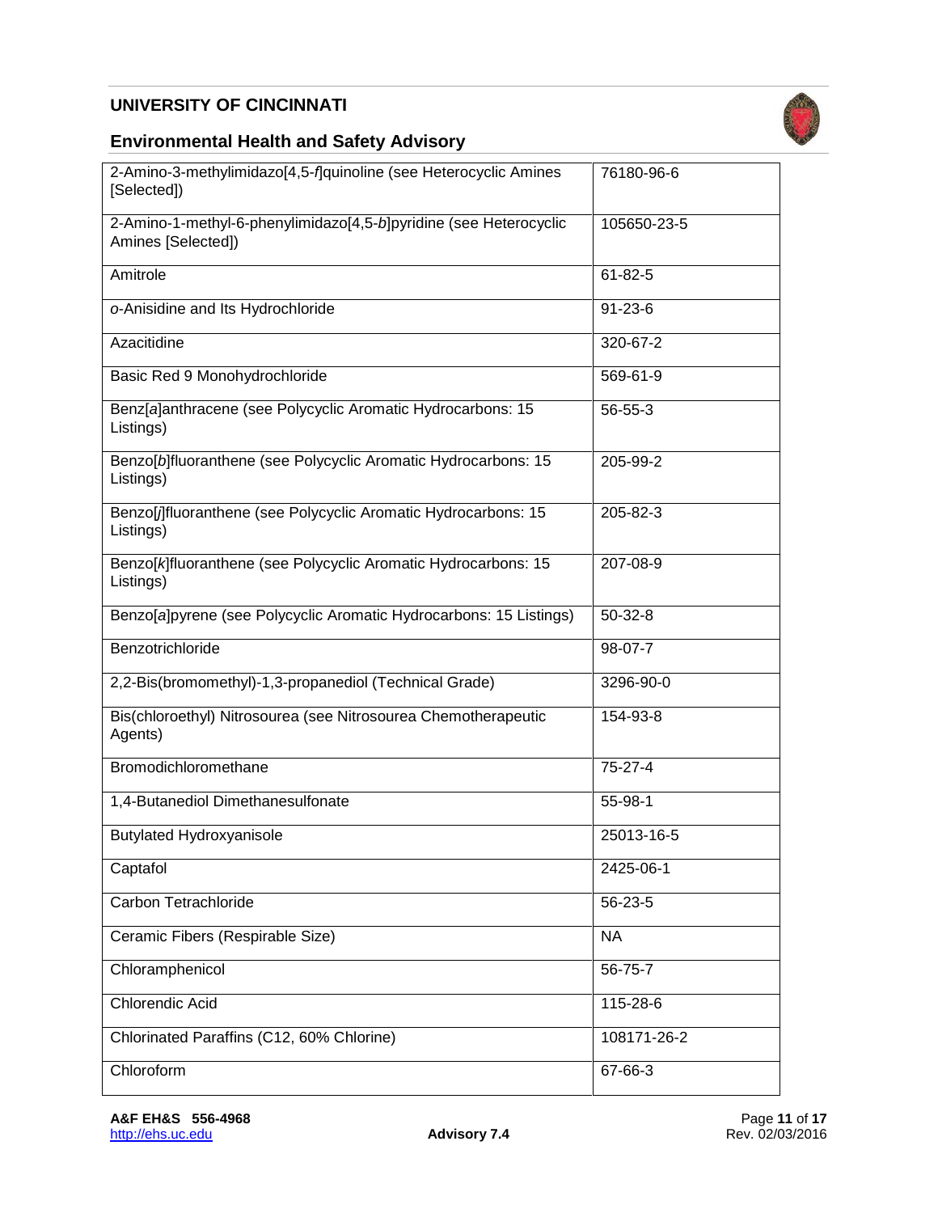| | |
|---|---|
| 2-Amino-3-methylimidazo[4,5-*f*]quinoline (see Heterocyclic Amines [Selected]) | 76180-96-6 |
| 2-Amino-1-methyl-6-phenylimidazo[4,5-*b*]pyridine (see Heterocyclic Amines [Selected]) | 105650-23-5 |
| Amitrole | 61-82-5 |
| *o*-Anisidine and Its Hydrochloride | 91-23-6 |
| Azacitidine | 320-67-2 |
| Basic Red 9 Monohydrochloride | 569-61-9 |
| Benz[*a*]anthracene (see Polycyclic Aromatic Hydrocarbons: 15 Listings) | 56-55-3 |
| Benzo[*b*]fluoranthene (see Polycyclic Aromatic Hydrocarbons: 15 Listings) | 205-99-2 |
| Benzo[*j*]fluoranthene (see Polycyclic Aromatic Hydrocarbons: 15 Listings) | 205-82-3 |
| Benzo[*k*]fluoranthene (see Polycyclic Aromatic Hydrocarbons: 15 Listings) | 207-08-9 |
| Benzo[*a*]pyrene (see Polycyclic Aromatic Hydrocarbons: 15 Listings) | 50-32-8 |
| Benzotrichloride | 98-07-7 |
| 2,2-Bis(bromomethyl)-1,3-propanediol (Technical Grade) | 3296-90-0 |
| Bis(chloroethyl) Nitrosourea (see Nitrosourea Chemotherapeutic Agents) | 154-93-8 |
| Bromodichloromethane | 75-27-4 |
| 1,4-Butanediol Dimethanesulfonate | 55-98-1 |
| Butylated Hydroxyanisole | 25013-16-5 |
| Captafol | 2425-06-1 |
| Carbon Tetrachloride | 56-23-5 |
| Ceramic Fibers (Respirable Size) | NA |
| Chloramphenicol | 56-75-7 |
| Chlorendic Acid | 115-28-6 |
| Chlorinated Paraffins (C12, 60% Chlorine) | 108171-26-2 |
| Chloroform | 67-66-3 |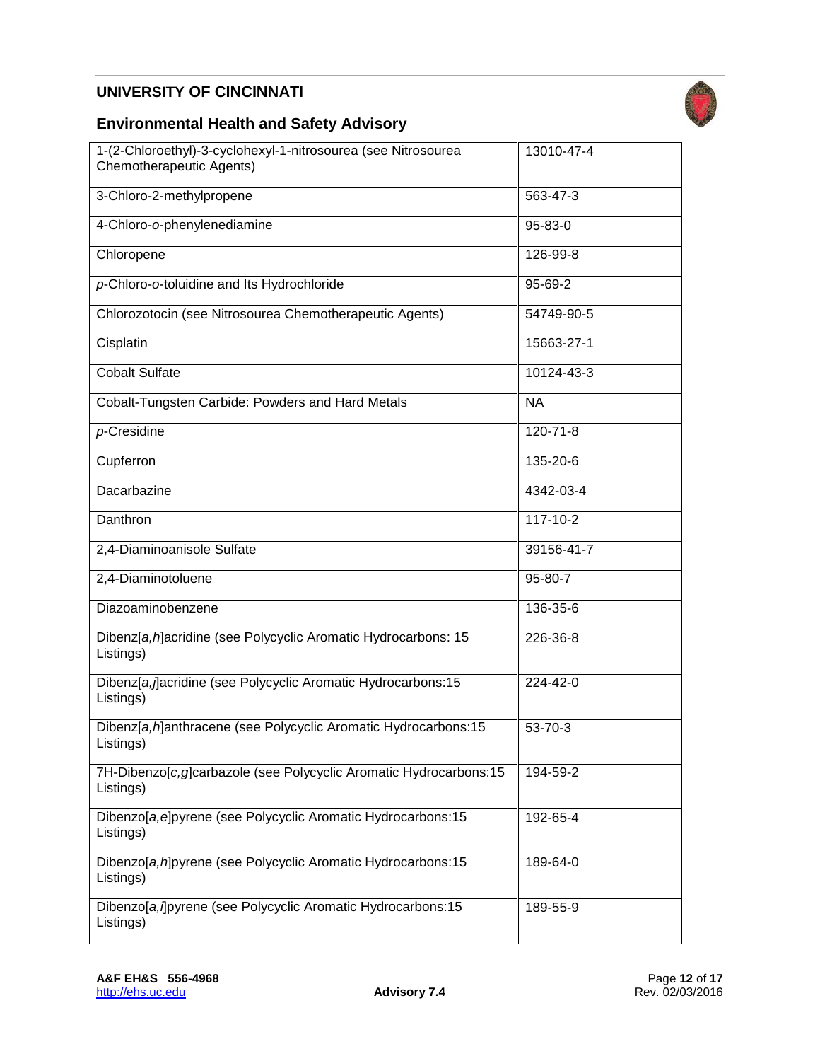| | |
|---|---|
| 1-(2-Chloroethyl)-3-cyclohexyl-1-nitrosourea (see Nitrosourea Chemotherapeutic Agents) | 13010-47-4 |
| 3-Chloro-2-methylpropene | 563-47-3 |
| 4-Chloro-*o*-phenylenediamine | 95-83-0 |
| Chloropene | 126-99-8 |
| *p*-Chloro-*o*-toluidine and Its Hydrochloride | 95-69-2 |
| Chlorozotocin (see Nitrosourea Chemotherapeutic Agents) | 54749-90-5 |
| Cisplatin | 15663-27-1 |
| Cobalt Sulfate | 10124-43-3 |
| Cobalt-Tungsten Carbide: Powders and Hard Metals | NA |
| *p*-Cresidine | 120-71-8 |
| Cupferron | 135-20-6 |
| Dacarbazine | 4342-03-4 |
| Danthron | 117-10-2 |
| 2,4-Diaminoanisole Sulfate | 39156-41-7 |
| 2,4-Diaminotoluene | 95-80-7 |
| Diazoaminobenzene | 136-35-6 |
| Dibenz[*a,h*]acridine (see Polycyclic Aromatic Hydrocarbons: 15 Listings) | 226-36-8 |
| Dibenz[*a,j*]acridine (see Polycyclic Aromatic Hydrocarbons:15 Listings) | 224-42-0 |
| Dibenz[*a,h*]anthracene (see Polycyclic Aromatic Hydrocarbons:15 Listings) | 53-70-3 |
| 7H-Dibenzo[*c,g*]carbazole (see Polycyclic Aromatic Hydrocarbons:15 Listings) | 194-59-2 |
| Dibenzo[*a,e*]pyrene (see Polycyclic Aromatic Hydrocarbons:15 Listings) | 192-65-4 |
| Dibenzo[*a,h*]pyrene (see Polycyclic Aromatic Hydrocarbons:15 Listings) | 189-64-0 |
| Dibenzo[*a,i*]pyrene (see Polycyclic Aromatic Hydrocarbons:15 Listings) | 189-55-9 |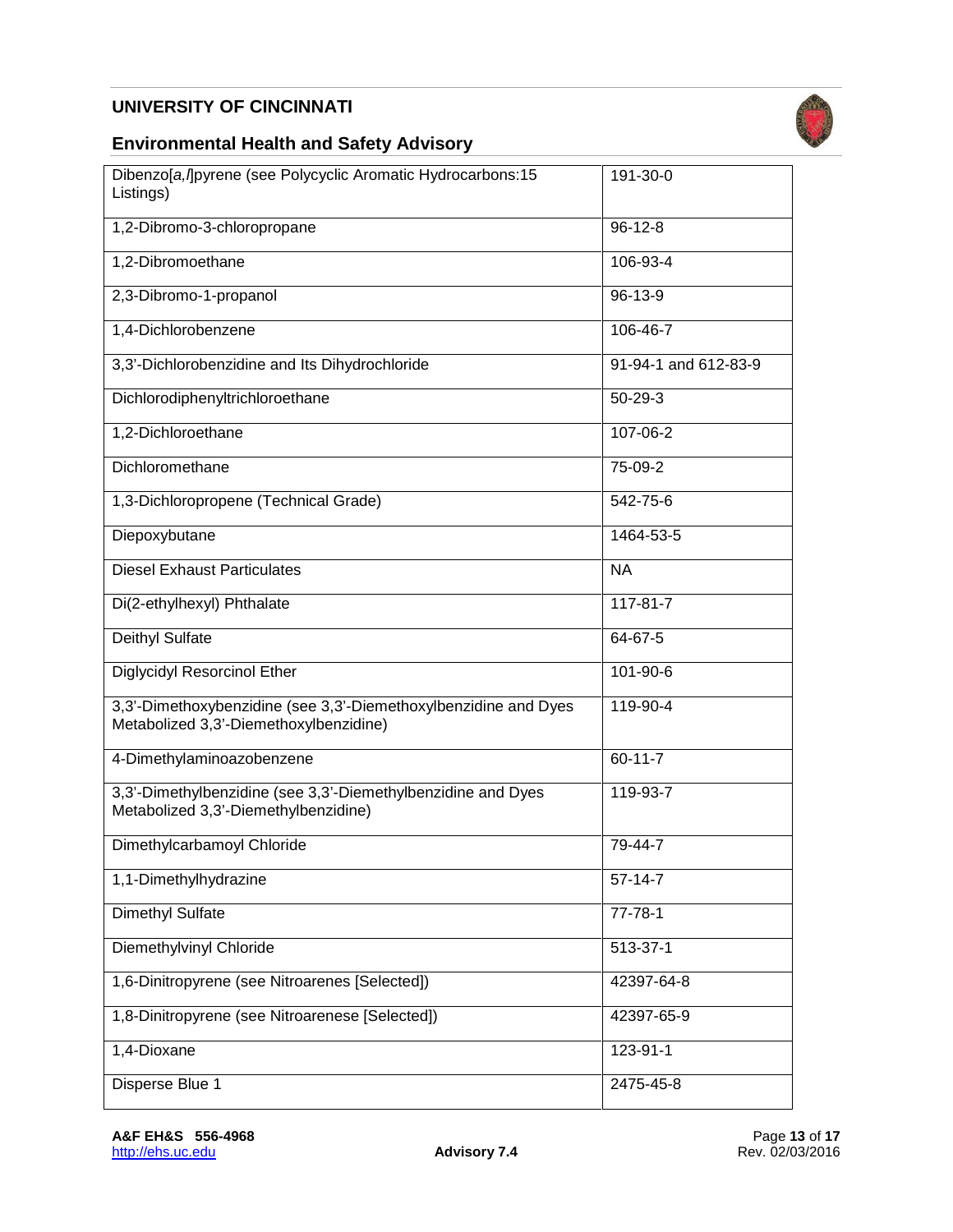| | |
|---|---|
| Dibenzo[*a,l*]pyrene (see Polycyclic Aromatic Hydrocarbons:15 Listings) | 191-30-0 |
| 1,2-Dibromo-3-chloropropane | 96-12-8 |
| 1,2-Dibromoethane | 106-93-4 |
| 2,3-Dibromo-1-propanol | 96-13-9 |
| 1,4-Dichlorobenzene | 106-46-7 |
| 3,3'-Dichlorobenzidine and Its Dihydrochloride | 91-94-1 and 612-83-9 |
| Dichlorodiphenyltrichloroethane | 50-29-3 |
| 1,2-Dichloroethane | 107-06-2 |
| Dichloromethane | 75-09-2 |
| 1,3-Dichloropropene (Technical Grade) | 542-75-6 |
| Diepoxybutane | 1464-53-5 |
| Diesel Exhaust Particulates | NA |
| Di(2-ethylhexyl) Phthalate | 117-81-7 |
| Deithyl Sulfate | 64-67-5 |
| Diglycidyl Resorcinol Ether | 101-90-6 |
| 3,3'-Dimethoxybenzidine (see 3,3'-Diemethoxylbenzidine and Dyes Metabolized 3,3'-Diemethoxylbenzidine) | 119-90-4 |
| 4-Dimethylaminoazobenzene | 60-11-7 |
| 3,3'-Dimethylbenzidine (see 3,3'-Diemethylbenzidine and Dyes Metabolized 3,3'-Diemethylbenzidine) | 119-93-7 |
| Dimethylcarbamoyl Chloride | 79-44-7 |
| 1,1-Dimethylhydrazine | 57-14-7 |
| Dimethyl Sulfate | 77-78-1 |
| Diemethylvinyl Chloride | 513-37-1 |
| 1,6-Dinitropyrene (see Nitroarenes [Selected]) | 42397-64-8 |
| 1,8-Dinitropyrene (see Nitroarenese [Selected]) | 42397-65-9 |
| 1,4-Dioxane | 123-91-1 |
| Disperse Blue 1 | 2475-45-8 |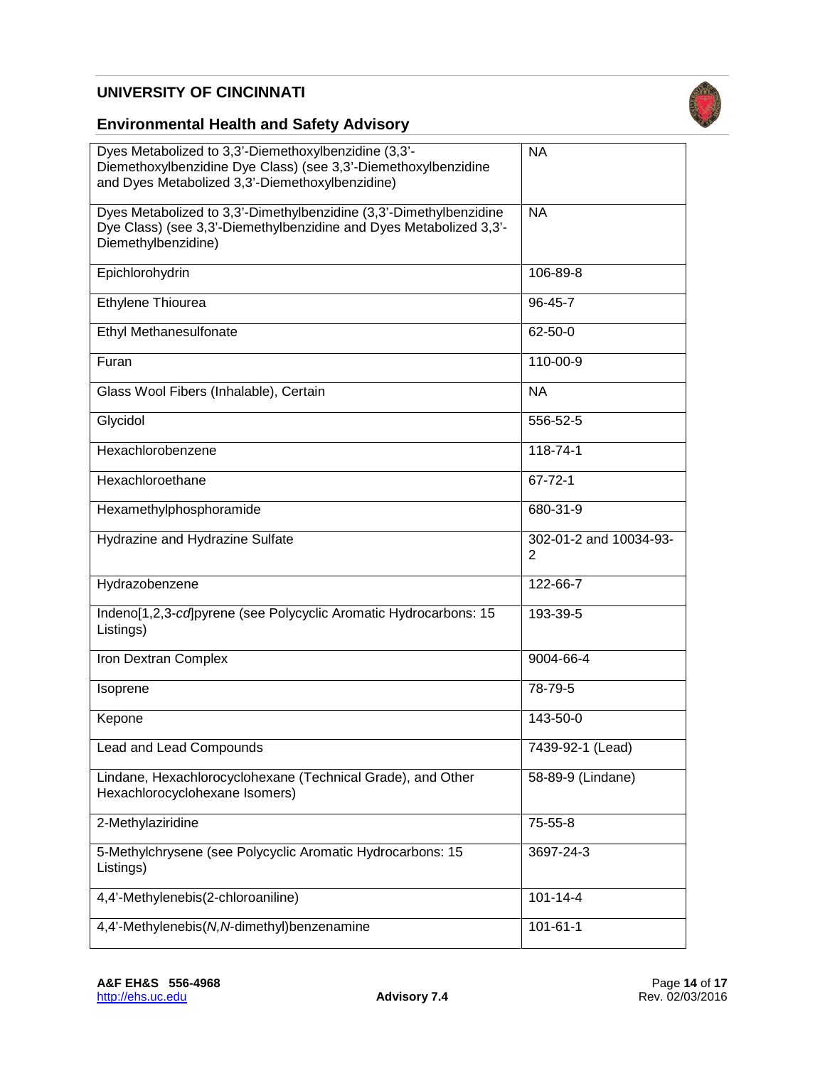| | |
|---|---|
| Dyes Metabolized to 3,3'-Diemethoxylbenzidine (3,3'-Diemethoxylbenzidine Dye Class) (see 3,3'-Diemethoxylbenzidine and Dyes Metabolized 3,3'-Diemethoxylbenzidine) | NA |
| Dyes Metabolized to 3,3'-Dimethylbenzidine (3,3'-Dimethylbenzidine Dye Class) (see 3,3'-Diemethylbenzidine and Dyes Metabolized 3,3'-Diemethylbenzidine) | NA |
| Epichlorohydrin | 106-89-8 |
| Ethylene Thiourea | 96-45-7 |
| Ethyl Methanesulfonate | 62-50-0 |
| Furan | 110-00-9 |
| Glass Wool Fibers (Inhalable), Certain | NA |
| Glycidol | 556-52-5 |
| Hexachlorobenzene | 118-74-1 |
| Hexachloroethane | 67-72-1 |
| Hexamethylphosphoramide | 680-31-9 |
| Hydrazine and Hydrazine Sulfate | 302-01-2 and 10034-93-2 |
| Hydrazobenzene | 122-66-7 |
| Indeno[1,2,3-*cd*]pyrene (see Polycyclic Aromatic Hydrocarbons: 15 Listings) | 193-39-5 |
| Iron Dextran Complex | 9004-66-4 |
| Isoprene | 78-79-5 |
| Kepone | 143-50-0 |
| Lead and Lead Compounds | 7439-92-1 (Lead) |
| Lindane, Hexachlorocyclohexane (Technical Grade), and Other Hexachlorocyclohexane Isomers) | 58-89-9 (Lindane) |
| 2-Methylaziridine | 75-55-8 |
| 5-Methylchrysene (see Polycyclic Aromatic Hydrocarbons: 15 Listings) | 3697-24-3 |
| 4,4'-Methylenebis(2-chloroaniline) | 101-14-4 |
| 4,4'-Methylenebis(*N,N*-dimethyl)benzenamine | 101-61-1 |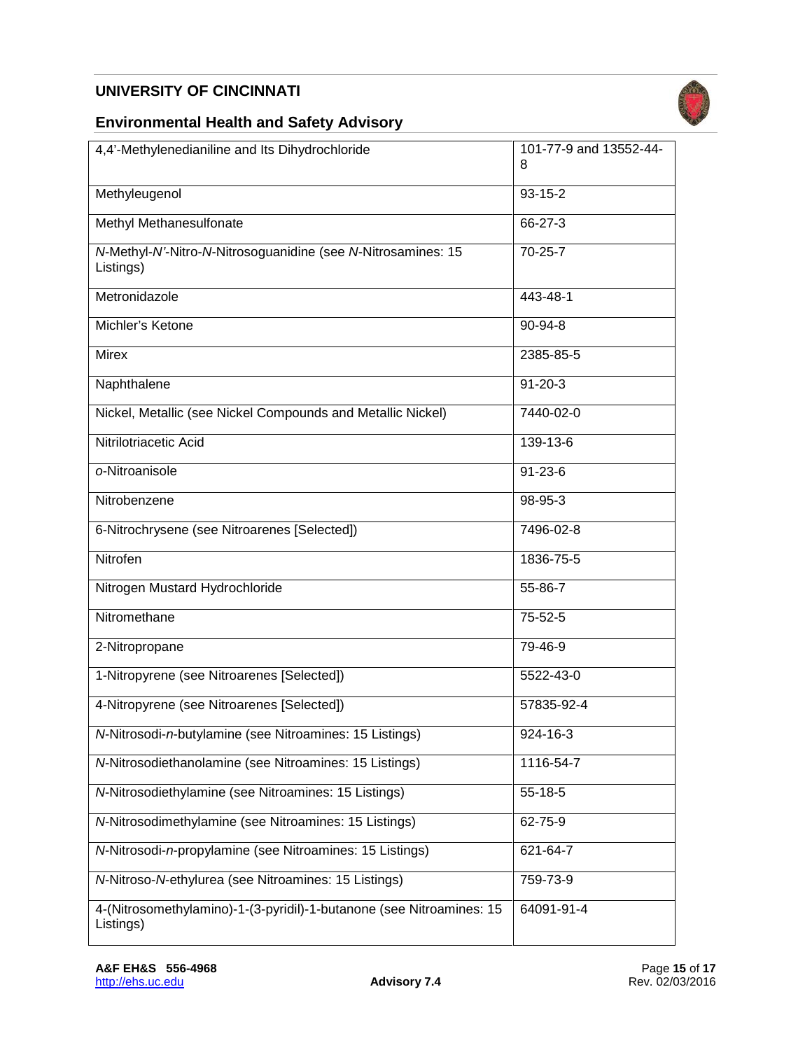| | |
|---|---|
| 4,4'-Methylenedianiline and Its Dihydrochloride | 101-77-9 and 13552-44-8 |
| Methyleugenol | 93-15-2 |
| Methyl Methanesulfonate | 66-27-3 |
| *N*-Methyl-*N'*-Nitro-*N*-Nitrosoguanidine (see *N*-Nitrosamines: 15 Listings) | 70-25-7 |
| Metronidazole | 443-48-1 |
| Michler's Ketone | 90-94-8 |
| Mirex | 2385-85-5 |
| Naphthalene | 91-20-3 |
| Nickel, Metallic (see Nickel Compounds and Metallic Nickel) | 7440-02-0 |
| Nitrilotriacetic Acid | 139-13-6 |
| *o*-Nitroanisole | 91-23-6 |
| Nitrobenzene | 98-95-3 |
| 6-Nitrochrysene (see Nitroarenes [Selected]) | 7496-02-8 |
| Nitrofen | 1836-75-5 |
| Nitrogen Mustard Hydrochloride | 55-86-7 |
| Nitromethane | 75-52-5 |
| 2-Nitropropane | 79-46-9 |
| 1-Nitropyrene (see Nitroarenes [Selected]) | 5522-43-0 |
| 4-Nitropyrene (see Nitroarenes [Selected]) | 57835-92-4 |
| *N*-Nitrosodi-*n*-butylamine (see Nitroamines: 15 Listings) | 924-16-3 |
| *N*-Nitrosodiethanolamine (see Nitroamines: 15 Listings) | 1116-54-7 |
| *N*-Nitrosodiethylamine (see Nitroamines: 15 Listings) | 55-18-5 |
| *N*-Nitrosodimethylamine (see Nitroamines: 15 Listings) | 62-75-9 |
| *N*-Nitrosodi-*n*-propylamine (see Nitroamines: 15 Listings) | 621-64-7 |
| *N*-Nitroso-*N*-ethylurea (see Nitroamines: 15 Listings) | 759-73-9 |
| 4-(Nitrosomethylamino)-1-(3-pyridil)-1-butanone (see Nitroamines: 15 Listings) | 64091-91-4 |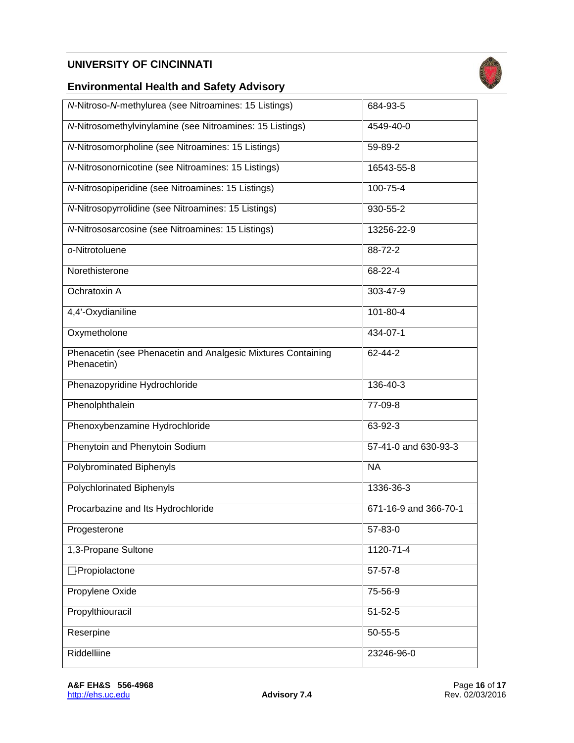| | |
|---|---|
| *N*-Nitroso-*N*-methylurea (see Nitroamines: 15 Listings) | 684-93-5 |
| *N*-Nitrosomethylvinylamine (see Nitroamines: 15 Listings) | 4549-40-0 |
| *N*-Nitrosomorpholine (see Nitroamines: 15 Listings) | 59-89-2 |
| *N*-Nitrosonornicotine (see Nitroamines: 15 Listings) | 16543-55-8 |
| *N*-Nitrosopiperidine (see Nitroamines: 15 Listings) | 100-75-4 |
| *N*-Nitrosopyrrolidine (see Nitroamines: 15 Listings) | 930-55-2 |
| *N*-Nitrososarcosine (see Nitroamines: 15 Listings) | 13256-22-9 |
| *o*-Nitrotoluene | 88-72-2 |
| Norethisterone | 68-22-4 |
| Ochratoxin A | 303-47-9 |
| 4,4'-Oxydianiline | 101-80-4 |
| Oxymetholone | 434-07-1 |
| Phenacetin (see Phenacetin and Analgesic Mixtures Containing Phenacetin) | 62-44-2 |
| Phenazopyridine Hydrochloride | 136-40-3 |
| Phenolphthalein | 77-09-8 |
| Phenoxybenzamine Hydrochloride | 63-92-3 |
| Phenytoin and Phenytoin Sodium | 57-41-0 and 630-93-3 |
| Polybrominated Biphenyls | NA |
| Polychlorinated Biphenyls | 1336-36-3 |
| Procarbazine and Its Hydrochloride | 671-16-9 and 366-70-1 |
| Progesterone | 57-83-0 |
| 1,3-Propane Sultone | 1120-71-4 |
| □-Propiolactone | 57-57-8 |
| Propylene Oxide | 75-56-9 |
| Propylthiouracil | 51-52-5 |
| Reserpine | 50-55-5 |
| Riddelliine | 23246-96-0 |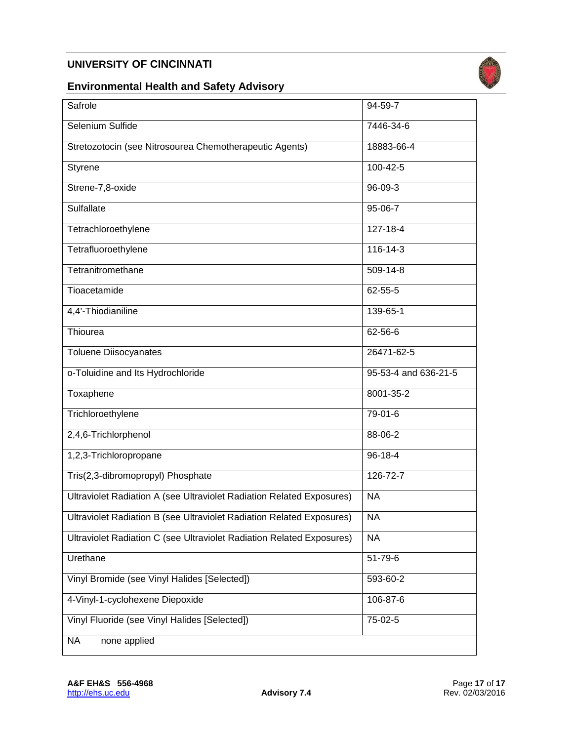| | |
|---|---|
| Safrole | 94-59-7 |
| Selenium Sulfide | 7446-34-6 |
| Stretozotocin (see Nitrosourea Chemotherapeutic Agents) | 18883-66-4 |
| Styrene | 100-42-5 |
| Strene-7,8-oxide | 96-09-3 |
| Sulfallate | 95-06-7 |
| Tetrachloroethylene | 127-18-4 |
| Tetrafluoroethylene | 116-14-3 |
| Tetranitromethane | 509-14-8 |
| Tioacetamide | 62-55-5 |
| 4,4'-Thiodianiline | 139-65-1 |
| Thiourea | 62-56-6 |
| Toluene Diisocyanates | 26471-62-5 |
| o-Toluidine and Its Hydrochloride | 95-53-4 and 636-21-5 |
| Toxaphene | 8001-35-2 |
| Trichloroethylene | 79-01-6 |
| 2,4,6-Trichlorphenol | 88-06-2 |
| 1,2,3-Trichloropropane | 96-18-4 |
| Tris(2,3-dibromopropyl) Phosphate | 126-72-7 |
| Ultraviolet Radiation A (see Ultraviolet Radiation Related Exposures) | NA |
| Ultraviolet Radiation B (see Ultraviolet Radiation Related Exposures) | NA |
| Ultraviolet Radiation C (see Ultraviolet Radiation Related Exposures) | NA |
| Urethane | 51-79-6 |
| Vinyl Bromide (see Vinyl Halides [Selected]) | 593-60-2 |
| 4-Vinyl-1-cyclohexene Diepoxide | 106-87-6 |
| Vinyl Fluoride (see Vinyl Halides [Selected]) | 75-02-5 |
| NA none applied | |